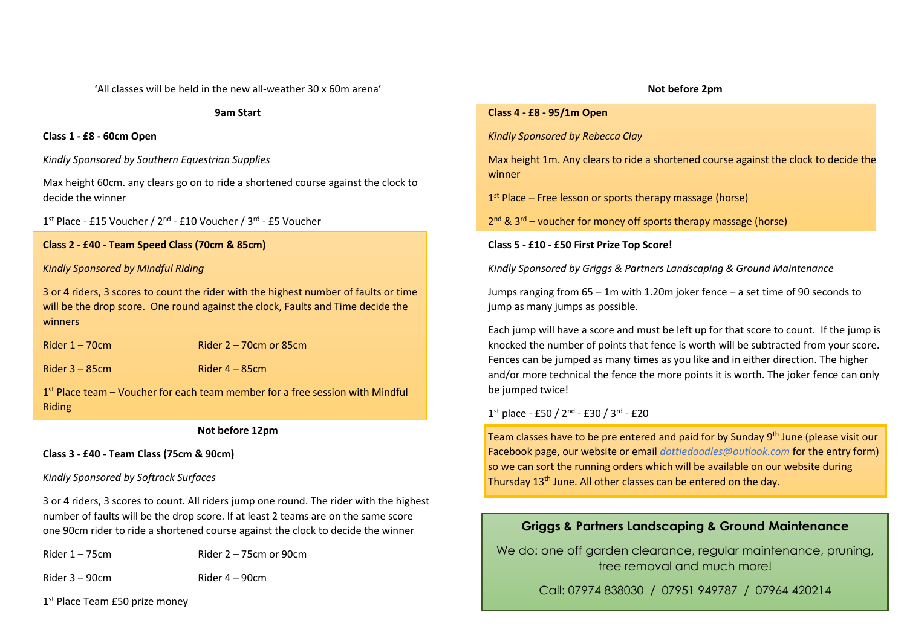'All classes will be held in the new all-weather 30 x 60m arena'

**9am Start**

**Class 1 - £8 - 60cm Open**

*Kindly Sponsored by Southern Equestrian Supplies*

Max height 60cm. any clears go on to ride a shortened course against the clock to decide the winner

1st Place - £15 Voucher / 2nd - £10 Voucher / 3rd - £5 Voucher

**Class 2 - £40 - Team Speed Class (70cm & 85cm)**

*Kindly Sponsored by Mindful Riding*

3 or 4 riders, 3 scores to count the rider with the highest number of faults or time will be the drop score. One round against the clock, Faults and Time decide the winners

Rider 1 – 70cm    Rider 2 – 70cm or 85cm

Rider 3 – 85cm    Rider 4 – 85cm

1st Place team – Voucher for each team member for a free session with Mindful Riding

**Not before 12pm**

**Class 3 - £40 - Team Class (75cm & 90cm)**

*Kindly Sponsored by Softrack Surfaces*

3 or 4 riders, 3 scores to count. All riders jump one round. The rider with the highest number of faults will be the drop score. If at least 2 teams are on the same score one 90cm rider to ride a shortened course against the clock to decide the winner

Rider 1 – 75cm    Rider 2 – 75cm or 90cm

Rider 3 – 90cm    Rider 4 – 90cm

1st Place Team £50 prize money

**Not before 2pm**

**Class 4 - £8 - 95/1m Open**

*Kindly Sponsored by Rebecca Clay*

Max height 1m. Any clears to ride a shortened course against the clock to decide the winner

1st Place – Free lesson or sports therapy massage (horse)

2nd & 3rd – voucher for money off sports therapy massage (horse)

**Class 5 - £10 - £50 First Prize Top Score!**

*Kindly Sponsored by Griggs & Partners Landscaping & Ground Maintenance*

Jumps ranging from 65 – 1m with 1.20m joker fence – a set time of 90 seconds to jump as many jumps as possible.

Each jump will have a score and must be left up for that score to count. If the jump is knocked the number of points that fence is worth will be subtracted from your score. Fences can be jumped as many times as you like and in either direction. The higher and/or more technical the fence the more points it is worth. The joker fence can only be jumped twice!

1st place - £50 / 2nd - £30 / 3rd - £20

Team classes have to be pre entered and paid for by Sunday 9th June (please visit our Facebook page, our website or email *dottiedoodles@outlook.com* for the entry form) so we can sort the running orders which will be available on our website during Thursday 13th June. All other classes can be entered on the day.

**Griggs & Partners Landscaping & Ground Maintenance**

We do: one off garden clearance, regular maintenance, pruning, tree removal and much more!

Call: 07974 838030 / 07951 949787 / 07964 420214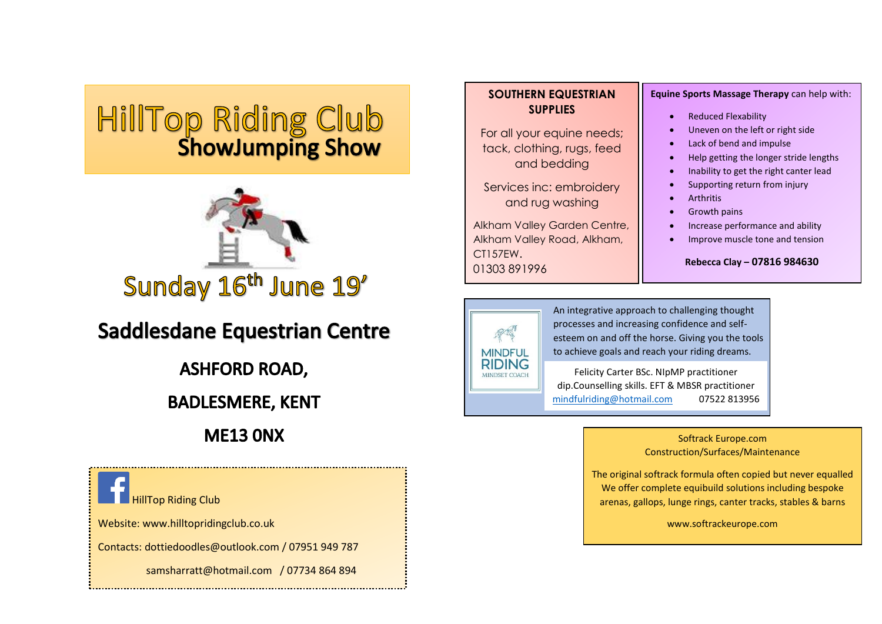# HillTop Riding Club
## ShowJumping Show

## Sunday 16th June 19'

## Saddlesdane Equestrian Centre

### ASHFORD ROAD,

### BADLESMERE, KENT

### ME13 0NX

HillTop Riding Club

Website: www.hilltopridingclub.co.uk

Contacts: dottiedoodles@outlook.com / 07951 949 787

samsharratt@hotmail.com / 07734 864 894

**SOUTHERN EQUESTRIAN SUPPLIES**

For all your equine needs; tack, clothing, rugs, feed and bedding

Services inc: embroidery and rug washing

Alkham Valley Garden Centre, Alkham Valley Road, Alkham, CT157EW.
01303 891996

**Equine Sports Massage Therapy** can help with:

- Reduced Flexability
- Uneven on the left or right side
- Lack of bend and impulse
- Help getting the longer stride lengths
- Inability to get the right canter lead
- Supporting return from injury
- Arthritis
- Growth pains
- Increase performance and ability
- Improve muscle tone and tension

**Rebecca Clay – 07816 984630**

MINDFUL RIDING
MINDSET COACH

An integrative approach to challenging thought processes and increasing confidence and self-esteem on and off the horse. Giving you the tools to achieve goals and reach your riding dreams.

Felicity Carter BSc. NIpMP practitioner
dip.Counselling skills. EFT & MBSR practitioner
mindfulriding@hotmail.com 07522 813956

Softrack Europe.com
Construction/Surfaces/Maintenance

The original softrack formula often copied but never equalled
We offer complete equibuild solutions including bespoke arenas, gallops, lunge rings, canter tracks, stables & barns

www.softrackeurope.com